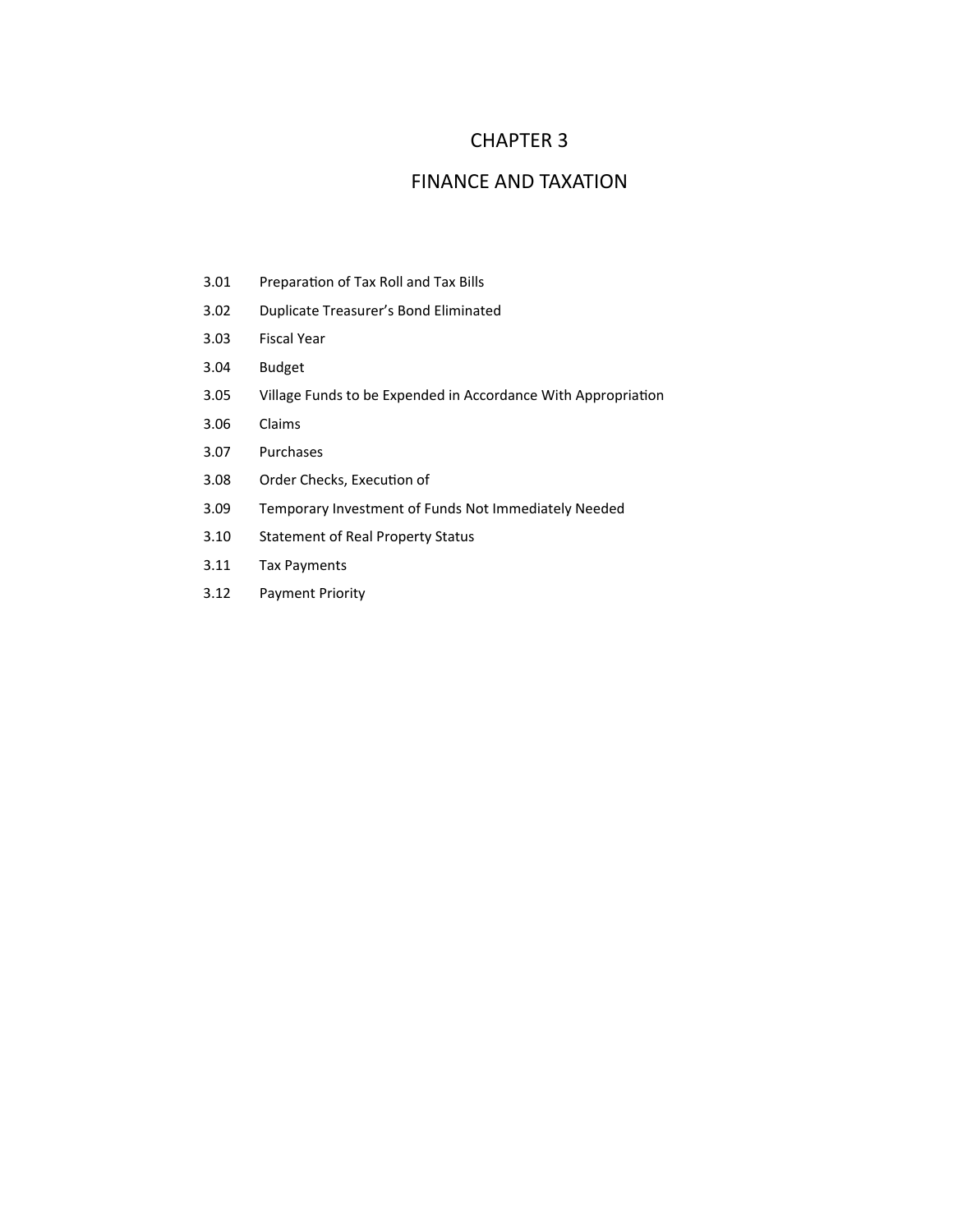# CHAPTER 3

# FINANCE AND TAXATION

3.01 Preparation of Tax Roll and Tax Bills

3.02 Duplicate Treasurer's Bond Eliminated

3.03 Fiscal Year

3.04 Budget

3.05 Village Funds to be Expended in Accordance With Appropriation

3.06 Claims

3.07 Purchases

3.08 Order Checks, Execution of

3.09 Temporary Investment of Funds Not Immediately Needed

3.10 Statement of Real Property Status

3.11 Tax Payments

3.12 Payment Priority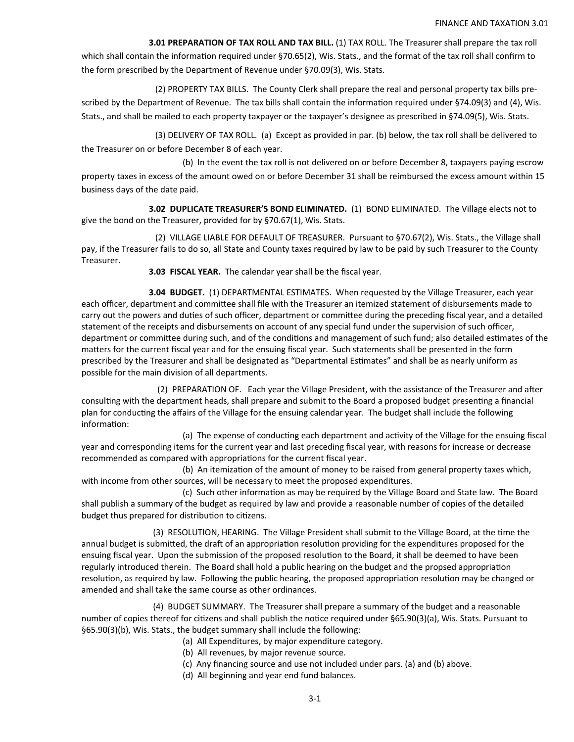**3.01 PREPARATION OF TAX ROLL AND TAX BILL.** (1) TAX ROLL. The Treasurer shall prepare the tax roll which shall contain the information required under §70.65(2), Wis. Stats., and the format of the tax roll shall confirm to the form prescribed by the Department of Revenue under §70.09(3), Wis. Stats.

(2) PROPERTY TAX BILLS. The County Clerk shall prepare the real and personal property tax bills prescribed by the Department of Revenue. The tax bills shall contain the information required under §74.09(3) and (4), Wis. Stats., and shall be mailed to each property taxpayer or the taxpayer's designee as prescribed in §74.09(5), Wis. Stats.

(3) DELIVERY OF TAX ROLL. (a) Except as provided in par. (b) below, the tax roll shall be delivered to the Treasurer on or before December 8 of each year.

(b) In the event the tax roll is not delivered on or before December 8, taxpayers paying escrow property taxes in excess of the amount owed on or before December 31 shall be reimbursed the excess amount within 15 business days of the date paid.

**3.02 DUPLICATE TREASURER'S BOND ELIMINATED.** (1) BOND ELIMINATED. The Village elects not to give the bond on the Treasurer, provided for by §70.67(1), Wis. Stats.

(2) VILLAGE LIABLE FOR DEFAULT OF TREASURER. Pursuant to §70.67(2), Wis. Stats., the Village shall pay, if the Treasurer fails to do so, all State and County taxes required by law to be paid by such Treasurer to the County Treasurer.

**3.03 FISCAL YEAR.** The calendar year shall be the fiscal year.

**3.04 BUDGET.** (1) DEPARTMENTAL ESTIMATES. When requested by the Village Treasurer, each year each officer, department and committee shall file with the Treasurer an itemized statement of disbursements made to carry out the powers and duties of such officer, department or committee during the preceding fiscal year, and a detailed statement of the receipts and disbursements on account of any special fund under the supervision of such officer, department or committee during such, and of the conditions and management of such fund; also detailed estimates of the matters for the current fiscal year and for the ensuing fiscal year. Such statements shall be presented in the form prescribed by the Treasurer and shall be designated as "Departmental Estimates" and shall be as nearly uniform as possible for the main division of all departments.

(2) PREPARATION OF. Each year the Village President, with the assistance of the Treasurer and after consulting with the department heads, shall prepare and submit to the Board a proposed budget presenting a financial plan for conducting the affairs of the Village for the ensuing calendar year. The budget shall include the following information:

(a) The expense of conducting each department and activity of the Village for the ensuing fiscal year and corresponding items for the current year and last preceding fiscal year, with reasons for increase or decrease recommended as compared with appropriations for the current fiscal year.

(b) An itemization of the amount of money to be raised from general property taxes which, with income from other sources, will be necessary to meet the proposed expenditures.

(c) Such other information as may be required by the Village Board and State law. The Board shall publish a summary of the budget as required by law and provide a reasonable number of copies of the detailed budget thus prepared for distribution to citizens.

(3) RESOLUTION, HEARING. The Village President shall submit to the Village Board, at the time the annual budget is submitted, the draft of an appropriation resolution providing for the expenditures proposed for the ensuing fiscal year. Upon the submission of the proposed resolution to the Board, it shall be deemed to have been regularly introduced therein. The Board shall hold a public hearing on the budget and the propsed appropriation resolution, as required by law. Following the public hearing, the proposed appropriation resolution may be changed or amended and shall take the same course as other ordinances.

(4) BUDGET SUMMARY. The Treasurer shall prepare a summary of the budget and a reasonable number of copies thereof for citizens and shall publish the notice required under §65.90(3)(a), Wis. Stats. Pursuant to §65.90(3)(b), Wis. Stats., the budget summary shall include the following:

(a) All Expenditures, by major expenditure category.
(b) All revenues, by major revenue source.
(c) Any financing source and use not included under pars. (a) and (b) above.
(d) All beginning and year end fund balances.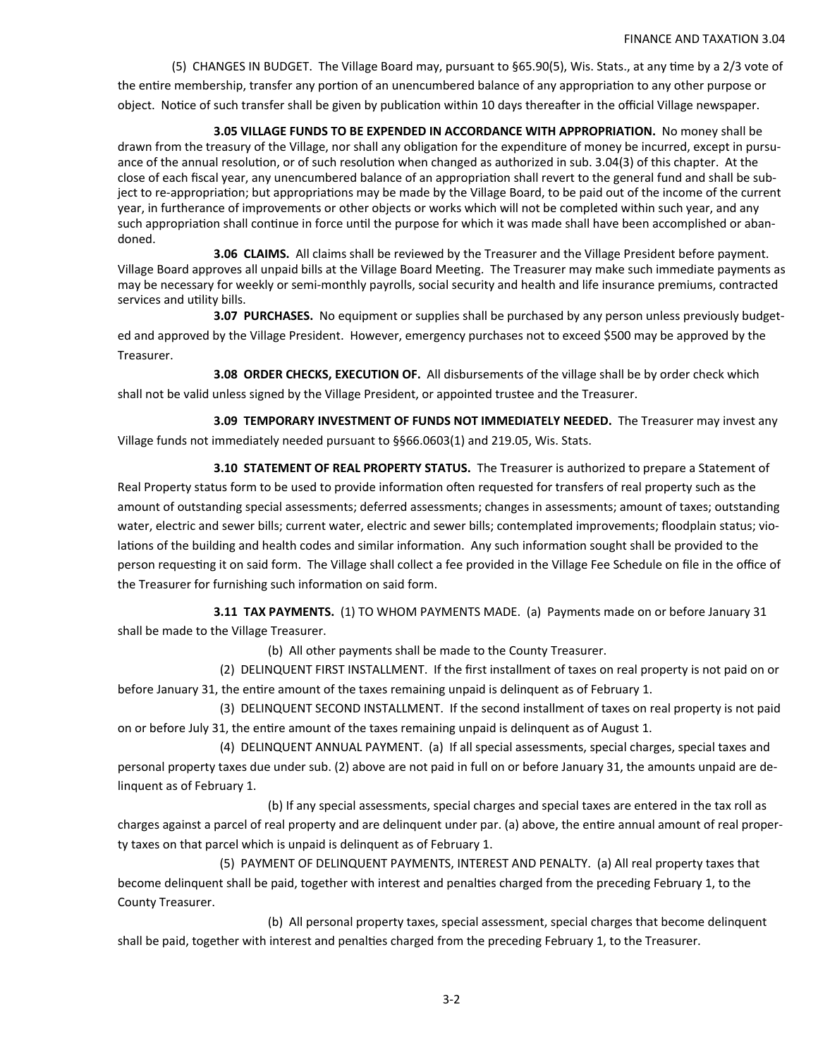(5) CHANGES IN BUDGET. The Village Board may, pursuant to §65.90(5), Wis. Stats., at any time by a 2/3 vote of the entire membership, transfer any portion of an unencumbered balance of any appropriation to any other purpose or object. Notice of such transfer shall be given by publication within 10 days thereafter in the official Village newspaper.

**3.05 VILLAGE FUNDS TO BE EXPENDED IN ACCORDANCE WITH APPROPRIATION.** No money shall be drawn from the treasury of the Village, nor shall any obligation for the expenditure of money be incurred, except in pursuance of the annual resolution, or of such resolution when changed as authorized in sub. 3.04(3) of this chapter. At the close of each fiscal year, any unencumbered balance of an appropriation shall revert to the general fund and shall be subject to re-appropriation; but appropriations may be made by the Village Board, to be paid out of the income of the current year, in furtherance of improvements or other objects or works which will not be completed within such year, and any such appropriation shall continue in force until the purpose for which it was made shall have been accomplished or abandoned.

**3.06 CLAIMS.** All claims shall be reviewed by the Treasurer and the Village President before payment. Village Board approves all unpaid bills at the Village Board Meeting. The Treasurer may make such immediate payments as may be necessary for weekly or semi-monthly payrolls, social security and health and life insurance premiums, contracted services and utility bills.

**3.07 PURCHASES.** No equipment or supplies shall be purchased by any person unless previously budgeted and approved by the Village President. However, emergency purchases not to exceed $500 may be approved by the Treasurer.

**3.08 ORDER CHECKS, EXECUTION OF.** All disbursements of the village shall be by order check which shall not be valid unless signed by the Village President, or appointed trustee and the Treasurer.

**3.09 TEMPORARY INVESTMENT OF FUNDS NOT IMMEDIATELY NEEDED.** The Treasurer may invest any Village funds not immediately needed pursuant to §§66.0603(1) and 219.05, Wis. Stats.

**3.10 STATEMENT OF REAL PROPERTY STATUS.** The Treasurer is authorized to prepare a Statement of Real Property status form to be used to provide information often requested for transfers of real property such as the amount of outstanding special assessments; deferred assessments; changes in assessments; amount of taxes; outstanding water, electric and sewer bills; current water, electric and sewer bills; contemplated improvements; floodplain status; violations of the building and health codes and similar information. Any such information sought shall be provided to the person requesting it on said form. The Village shall collect a fee provided in the Village Fee Schedule on file in the office of the Treasurer for furnishing such information on said form.

**3.11 TAX PAYMENTS.** (1) TO WHOM PAYMENTS MADE. (a) Payments made on or before January 31 shall be made to the Village Treasurer.

(b) All other payments shall be made to the County Treasurer.

(2) DELINQUENT FIRST INSTALLMENT. If the first installment of taxes on real property is not paid on or before January 31, the entire amount of the taxes remaining unpaid is delinquent as of February 1.

(3) DELINQUENT SECOND INSTALLMENT. If the second installment of taxes on real property is not paid on or before July 31, the entire amount of the taxes remaining unpaid is delinquent as of August 1.

(4) DELINQUENT ANNUAL PAYMENT. (a) If all special assessments, special charges, special taxes and personal property taxes due under sub. (2) above are not paid in full on or before January 31, the amounts unpaid are delinquent as of February 1.

(b) If any special assessments, special charges and special taxes are entered in the tax roll as charges against a parcel of real property and are delinquent under par. (a) above, the entire annual amount of real property taxes on that parcel which is unpaid is delinquent as of February 1.

(5) PAYMENT OF DELINQUENT PAYMENTS, INTEREST AND PENALTY. (a) All real property taxes that become delinquent shall be paid, together with interest and penalties charged from the preceding February 1, to the County Treasurer.

(b) All personal property taxes, special assessment, special charges that become delinquent shall be paid, together with interest and penalties charged from the preceding February 1, to the Treasurer.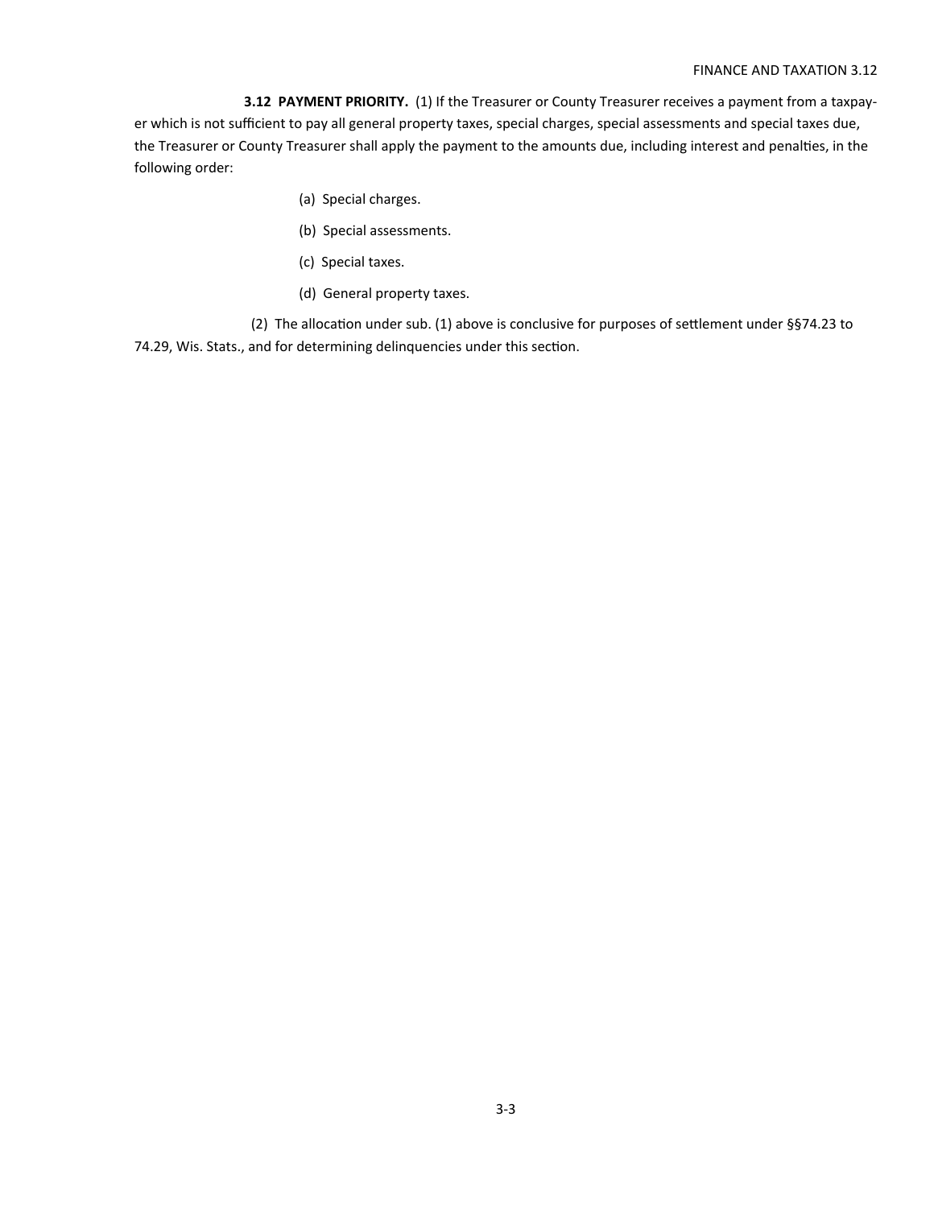**3.12 PAYMENT PRIORITY.** (1) If the Treasurer or County Treasurer receives a payment from a taxpayer which is not sufficient to pay all general property taxes, special charges, special assessments and special taxes due, the Treasurer or County Treasurer shall apply the payment to the amounts due, including interest and penalties, in the following order:

(a) Special charges.

(b) Special assessments.

(c) Special taxes.

(d) General property taxes.

(2) The allocation under sub. (1) above is conclusive for purposes of settlement under §§74.23 to 74.29, Wis. Stats., and for determining delinquencies under this section.